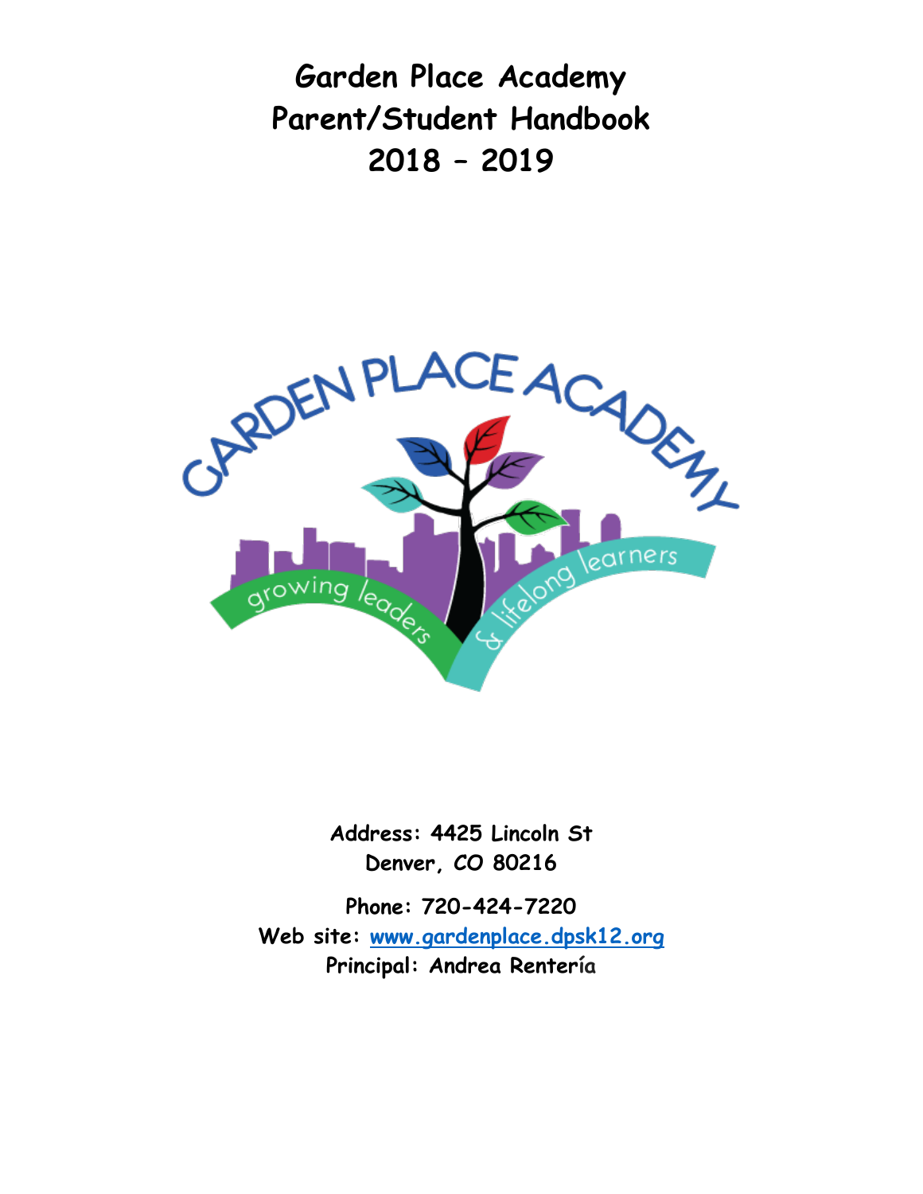# Garden Place Academy
# Parent/Student Handbook
# 2018 – 2019

**Address: 4425 Lincoln St**
**Denver, CO 80216**

**Phone: 720-424-7220**
**Web site: [www.gardenplace.dpsk12.org](www.gardenplace.dpsk12.org)**
**Principal: Andrea Rentería**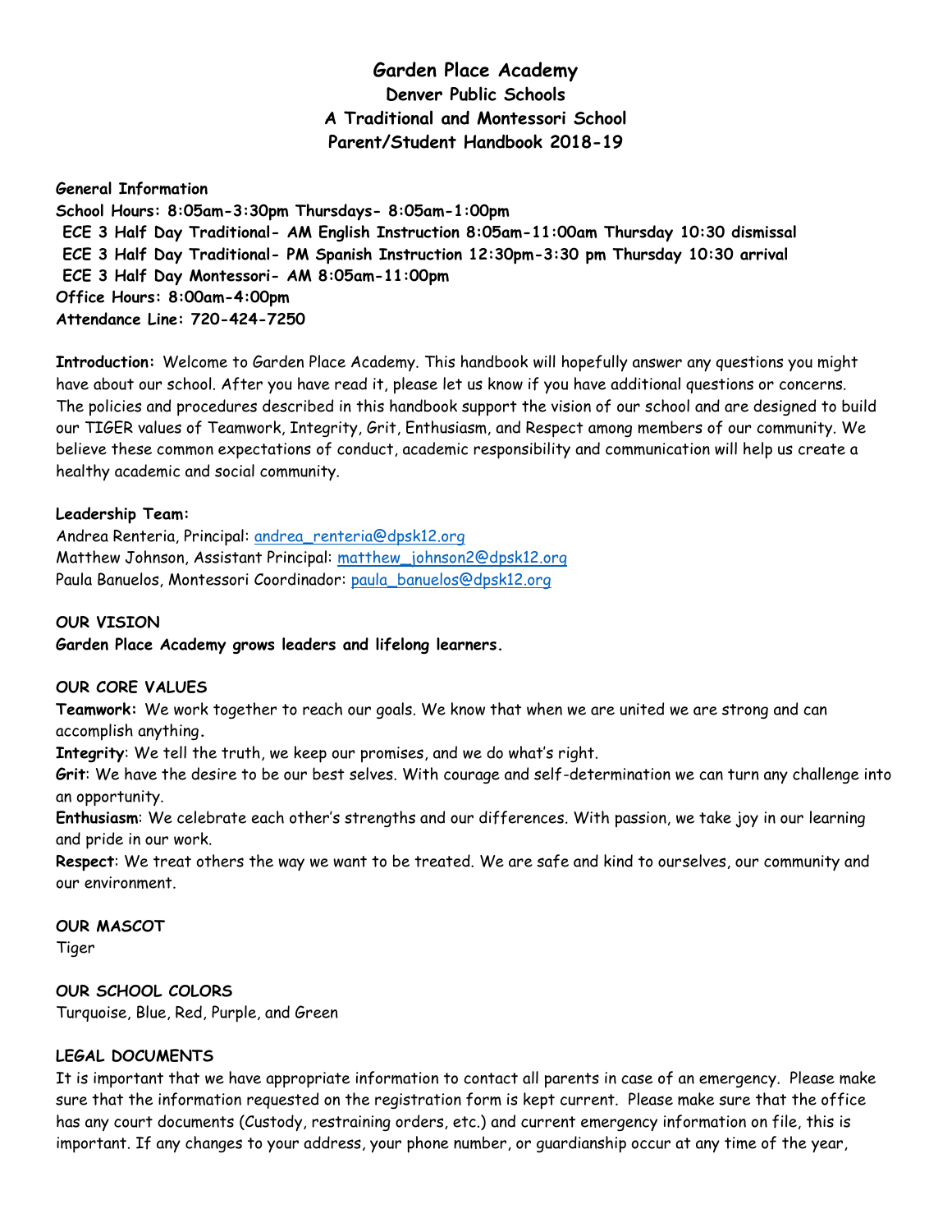# Garden Place Academy
## Denver Public Schools
## A Traditional and Montessori School
## Parent/Student Handbook 2018-19

**General Information**
**School Hours: 8:05am-3:30pm Thursdays- 8:05am-1:00pm**
**ECE 3 Half Day Traditional- AM English Instruction 8:05am-11:00am Thursday 10:30 dismissal**
**ECE 3 Half Day Traditional- PM Spanish Instruction 12:30pm-3:30 pm Thursday 10:30 arrival**
**ECE 3 Half Day Montessori- AM 8:05am-11:00pm**
**Office Hours: 8:00am-4:00pm**
**Attendance Line: 720-424-7250**

**Introduction:** Welcome to Garden Place Academy. This handbook will hopefully answer any questions you might have about our school. After you have read it, please let us know if you have additional questions or concerns. The policies and procedures described in this handbook support the vision of our school and are designed to build our TIGER values of Teamwork, Integrity, Grit, Enthusiasm, and Respect among members of our community. We believe these common expectations of conduct, academic responsibility and communication will help us create a healthy academic and social community.

**Leadership Team:**
Andrea Renteria, Principal: andrea_renteria@dpsk12.org
Matthew Johnson, Assistant Principal: matthew_johnson2@dpsk12.org
Paula Banuelos, Montessori Coordinador: paula_banuelos@dpsk12.org

**OUR VISION**
**Garden Place Academy grows leaders and lifelong learners.**

**OUR CORE VALUES**
**Teamwork:** We work together to reach our goals. We know that when we are united we are strong and can accomplish anything.
**Integrity**: We tell the truth, we keep our promises, and we do what's right.
**Grit**: We have the desire to be our best selves. With courage and self-determination we can turn any challenge into an opportunity.
**Enthusiasm**: We celebrate each other's strengths and our differences. With passion, we take joy in our learning and pride in our work.
**Respect**: We treat others the way we want to be treated. We are safe and kind to ourselves, our community and our environment.

**OUR MASCOT**
Tiger

**OUR SCHOOL COLORS**
Turquoise, Blue, Red, Purple, and Green

**LEGAL DOCUMENTS**
It is important that we have appropriate information to contact all parents in case of an emergency. Please make sure that the information requested on the registration form is kept current. Please make sure that the office has any court documents (Custody, restraining orders, etc.) and current emergency information on file, this is important. If any changes to your address, your phone number, or guardianship occur at any time of the year,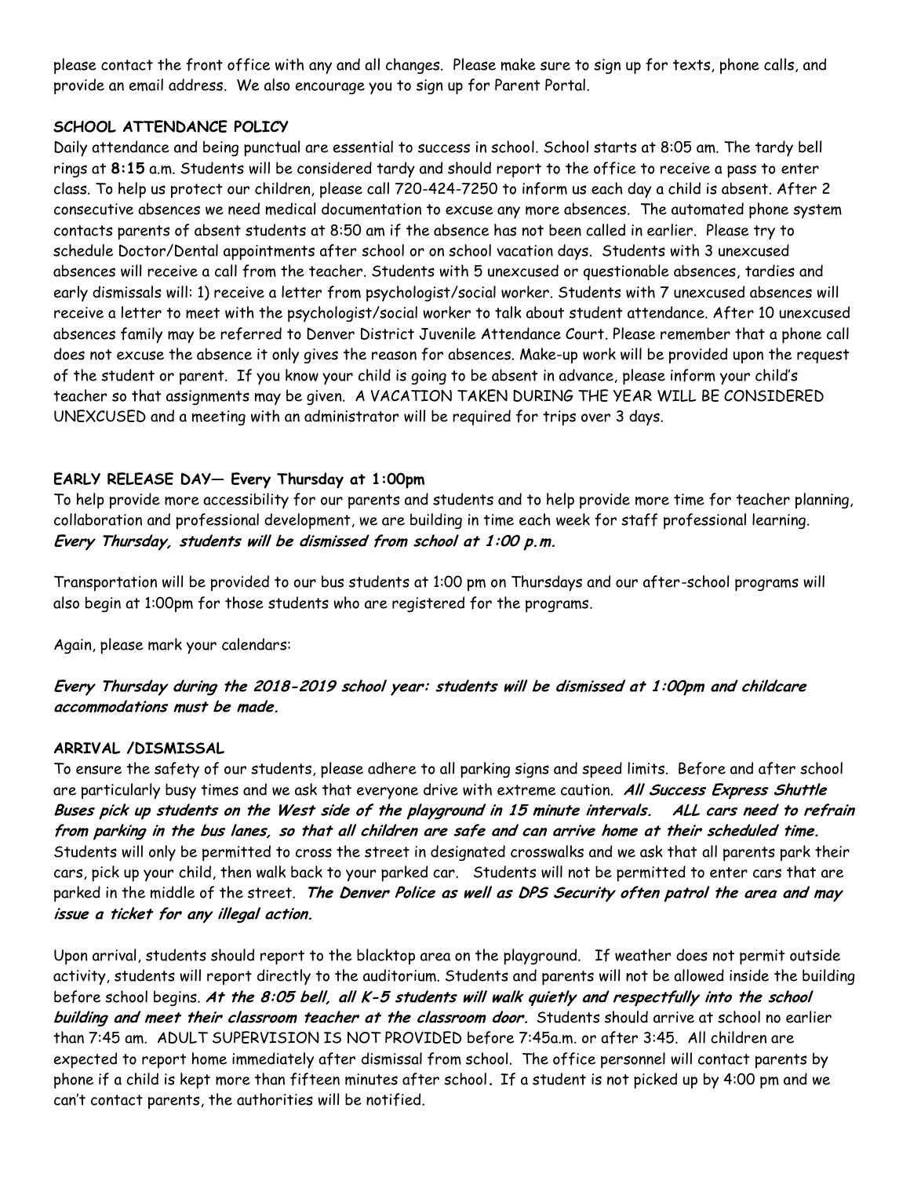please contact the front office with any and all changes. Please make sure to sign up for texts, phone calls, and provide an email address. We also encourage you to sign up for Parent Portal.

**SCHOOL ATTENDANCE POLICY**

Daily attendance and being punctual are essential to success in school. School starts at 8:05 am. The tardy bell rings at **8:15** a.m. Students will be considered tardy and should report to the office to receive a pass to enter class. To help us protect our children, please call 720-424-7250 to inform us each day a child is absent. After 2 consecutive absences we need medical documentation to excuse any more absences. The automated phone system contacts parents of absent students at 8:50 am if the absence has not been called in earlier. Please try to schedule Doctor/Dental appointments after school or on school vacation days. Students with 3 unexcused absences will receive a call from the teacher. Students with 5 unexcused or questionable absences, tardies and early dismissals will: 1) receive a letter from psychologist/social worker. Students with 7 unexcused absences will receive a letter to meet with the psychologist/social worker to talk about student attendance. After 10 unexcused absences family may be referred to Denver District Juvenile Attendance Court. Please remember that a phone call does not excuse the absence it only gives the reason for absences. Make-up work will be provided upon the request of the student or parent. If you know your child is going to be absent in advance, please inform your child's teacher so that assignments may be given. A VACATION TAKEN DURING THE YEAR WILL BE CONSIDERED UNEXCUSED and a meeting with an administrator will be required for trips over 3 days.

**EARLY RELEASE DAY— Every Thursday at 1:00pm**

To help provide more accessibility for our parents and students and to help provide more time for teacher planning, collaboration and professional development, we are building in time each week for staff professional learning. ***Every Thursday, students will be dismissed from school at 1:00 p.m.***

Transportation will be provided to our bus students at 1:00 pm on Thursdays and our after-school programs will also begin at 1:00pm for those students who are registered for the programs.

Again, please mark your calendars:

***Every Thursday during the 2018-2019 school year: students will be dismissed at 1:00pm and childcare accommodations must be made.***

**ARRIVAL /DISMISSAL**

To ensure the safety of our students, please adhere to all parking signs and speed limits. Before and after school are particularly busy times and we ask that everyone drive with extreme caution. ***All Success Express Shuttle Buses pick up students on the West side of the playground in 15 minute intervals. ALL cars need to refrain from parking in the bus lanes, so that all children are safe and can arrive home at their scheduled time.*** Students will only be permitted to cross the street in designated crosswalks and we ask that all parents park their cars, pick up your child, then walk back to your parked car. Students will not be permitted to enter cars that are parked in the middle of the street. ***The Denver Police as well as DPS Security often patrol the area and may issue a ticket for any illegal action.***

Upon arrival, students should report to the blacktop area on the playground. If weather does not permit outside activity, students will report directly to the auditorium. Students and parents will not be allowed inside the building before school begins. ***At the 8:05 bell, all K-5 students will walk quietly and respectfully into the school building and meet their classroom teacher at the classroom door.*** Students should arrive at school no earlier than 7:45 am. ADULT SUPERVISION IS NOT PROVIDED before 7:45a.m. or after 3:45. All children are expected to report home immediately after dismissal from school. The office personnel will contact parents by phone if a child is kept more than fifteen minutes after school. If a student is not picked up by 4:00 pm and we can't contact parents, the authorities will be notified.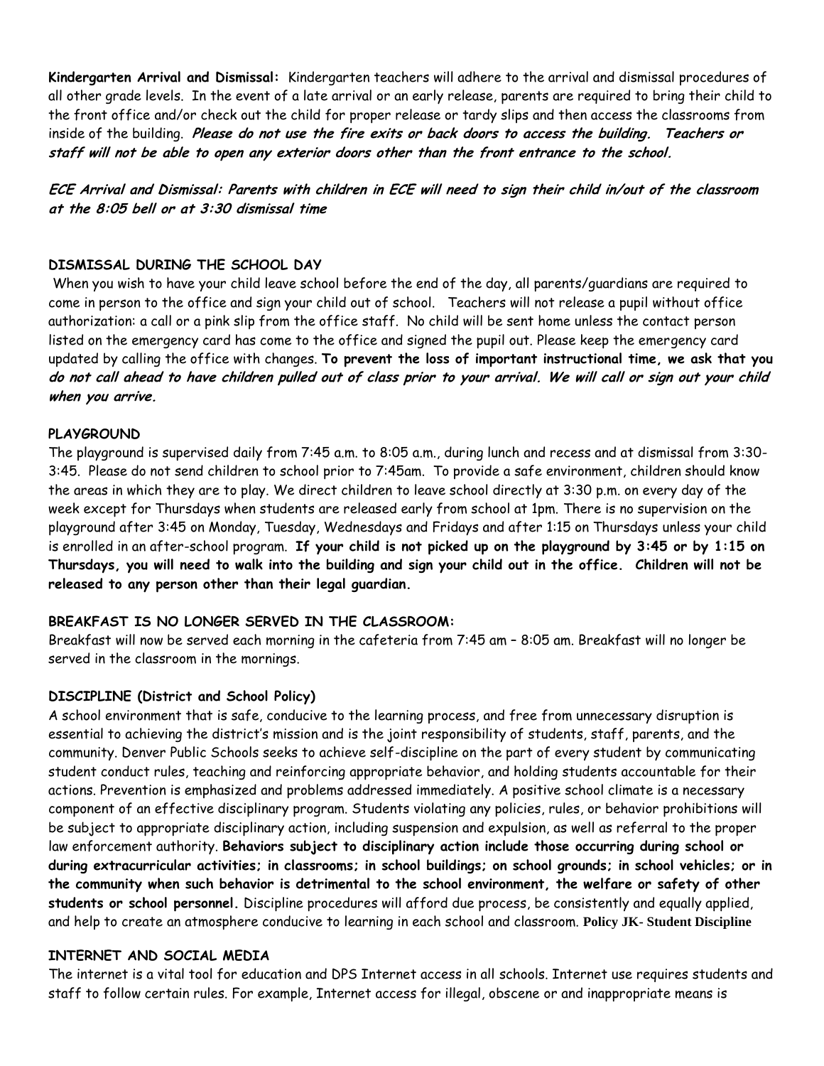**Kindergarten Arrival and Dismissal:** Kindergarten teachers will adhere to the arrival and dismissal procedures of all other grade levels. In the event of a late arrival or an early release, parents are required to bring their child to the front office and/or check out the child for proper release or tardy slips and then access the classrooms from inside of the building. ***Please do not use the fire exits or back doors to access the building. Teachers or staff will not be able to open any exterior doors other than the front entrance to the school.***

***ECE Arrival and Dismissal: Parents with children in ECE will need to sign their child in/out of the classroom at the 8:05 bell or at 3:30 dismissal time***

**DISMISSAL DURING THE SCHOOL DAY**

When you wish to have your child leave school before the end of the day, all parents/guardians are required to come in person to the office and sign your child out of school. Teachers will not release a pupil without office authorization: a call or a pink slip from the office staff. No child will be sent home unless the contact person listed on the emergency card has come to the office and signed the pupil out. Please keep the emergency card updated by calling the office with changes. **To prevent the loss of important instructional time, we ask that you *do not call ahead to have children pulled out of class prior to your arrival. We will call or sign out your child when you arrive.***

**PLAYGROUND**

The playground is supervised daily from 7:45 a.m. to 8:05 a.m., during lunch and recess and at dismissal from 3:30-3:45. Please do not send children to school prior to 7:45am. To provide a safe environment, children should know the areas in which they are to play. We direct children to leave school directly at 3:30 p.m. on every day of the week except for Thursdays when students are released early from school at 1pm. There is no supervision on the playground after 3:45 on Monday, Tuesday, Wednesdays and Fridays and after 1:15 on Thursdays unless your child is enrolled in an after-school program. **If your child is not picked up on the playground by 3:45 or by 1:15 on Thursdays, you will need to walk into the building and sign your child out in the office. Children will not be released to any person other than their legal guardian.**

**BREAKFAST IS NO LONGER SERVED IN THE CLASSROOM:**

Breakfast will now be served each morning in the cafeteria from 7:45 am – 8:05 am. Breakfast will no longer be served in the classroom in the mornings.

**DISCIPLINE (District and School Policy)**

A school environment that is safe, conducive to the learning process, and free from unnecessary disruption is essential to achieving the district's mission and is the joint responsibility of students, staff, parents, and the community. Denver Public Schools seeks to achieve self-discipline on the part of every student by communicating student conduct rules, teaching and reinforcing appropriate behavior, and holding students accountable for their actions. Prevention is emphasized and problems addressed immediately. A positive school climate is a necessary component of an effective disciplinary program. Students violating any policies, rules, or behavior prohibitions will be subject to appropriate disciplinary action, including suspension and expulsion, as well as referral to the proper law enforcement authority. **Behaviors subject to disciplinary action include those occurring during school or during extracurricular activities; in classrooms; in school buildings; on school grounds; in school vehicles; or in the community when such behavior is detrimental to the school environment, the welfare or safety of other students or school personnel.** Discipline procedures will afford due process, be consistently and equally applied, and help to create an atmosphere conducive to learning in each school and classroom. **Policy JK- Student Discipline**

**INTERNET AND SOCIAL MEDIA**

The internet is a vital tool for education and DPS Internet access in all schools. Internet use requires students and staff to follow certain rules. For example, Internet access for illegal, obscene or and inappropriate means is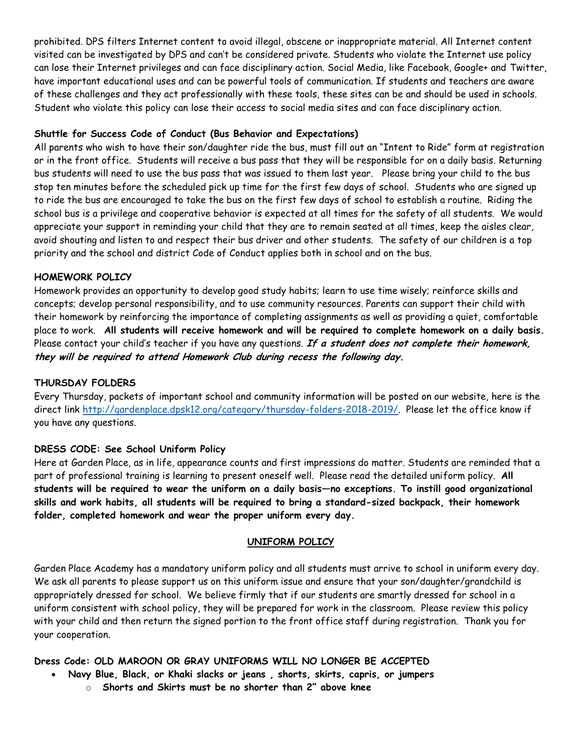prohibited. DPS filters Internet content to avoid illegal, obscene or inappropriate material. All Internet content visited can be investigated by DPS and can't be considered private. Students who violate the Internet use policy can lose their Internet privileges and can face disciplinary action. Social Media, like Facebook, Google+ and Twitter, have important educational uses and can be powerful tools of communication. If students and teachers are aware of these challenges and they act professionally with these tools, these sites can be and should be used in schools. Student who violate this policy can lose their access to social media sites and can face disciplinary action.

**Shuttle for Success Code of Conduct (Bus Behavior and Expectations)**

All parents who wish to have their son/daughter ride the bus, must fill out an "Intent to Ride" form at registration or in the front office. Students will receive a bus pass that they will be responsible for on a daily basis. Returning bus students will need to use the bus pass that was issued to them last year. Please bring your child to the bus stop ten minutes before the scheduled pick up time for the first few days of school. Students who are signed up to ride the bus are encouraged to take the bus on the first few days of school to establish a routine. Riding the school bus is a privilege and cooperative behavior is expected at all times for the safety of all students. We would appreciate your support in reminding your child that they are to remain seated at all times, keep the aisles clear, avoid shouting and listen to and respect their bus driver and other students. The safety of our children is a top priority and the school and district Code of Conduct applies both in school and on the bus.

**HOMEWORK POLICY**

Homework provides an opportunity to develop good study habits; learn to use time wisely; reinforce skills and concepts; develop personal responsibility, and to use community resources. Parents can support their child with their homework by reinforcing the importance of completing assignments as well as providing a quiet, comfortable place to work. **All students will receive homework and will be required to complete homework on a daily basis.** Please contact your child's teacher if you have any questions. ***If a student does not complete their homework, they will be required to attend Homework Club during recess the following day.***

**THURSDAY FOLDERS**

Every Thursday, packets of important school and community information will be posted on our website, here is the direct link http://gardenplace.dpsk12.org/category/thursday-folders-2018-2019/. Please let the office know if you have any questions.

**DRESS CODE: See School Uniform Policy**

Here at Garden Place, as in life, appearance counts and first impressions do matter. Students are reminded that a part of professional training is learning to present oneself well. Please read the detailed uniform policy. **All students will be required to wear the uniform on a daily basis—no exceptions. To instill good organizational skills and work habits, all students will be required to bring a standard-sized backpack, their homework folder, completed homework and wear the proper uniform every day.**

## UNIFORM POLICY

Garden Place Academy has a mandatory uniform policy and all students must arrive to school in uniform every day. We ask all parents to please support us on this uniform issue and ensure that your son/daughter/grandchild is appropriately dressed for school. We believe firmly that if our students are smartly dressed for school in a uniform consistent with school policy, they will be prepared for work in the classroom. Please review this policy with your child and then return the signed portion to the front office staff during registration. Thank you for your cooperation.

**Dress Code: OLD MAROON OR GRAY UNIFORMS WILL NO LONGER BE ACCEPTED**

- **Navy Blue, Black, or Khaki slacks or jeans , shorts, skirts, capris, or jumpers**
  - **Shorts and Skirts must be no shorter than 2" above knee**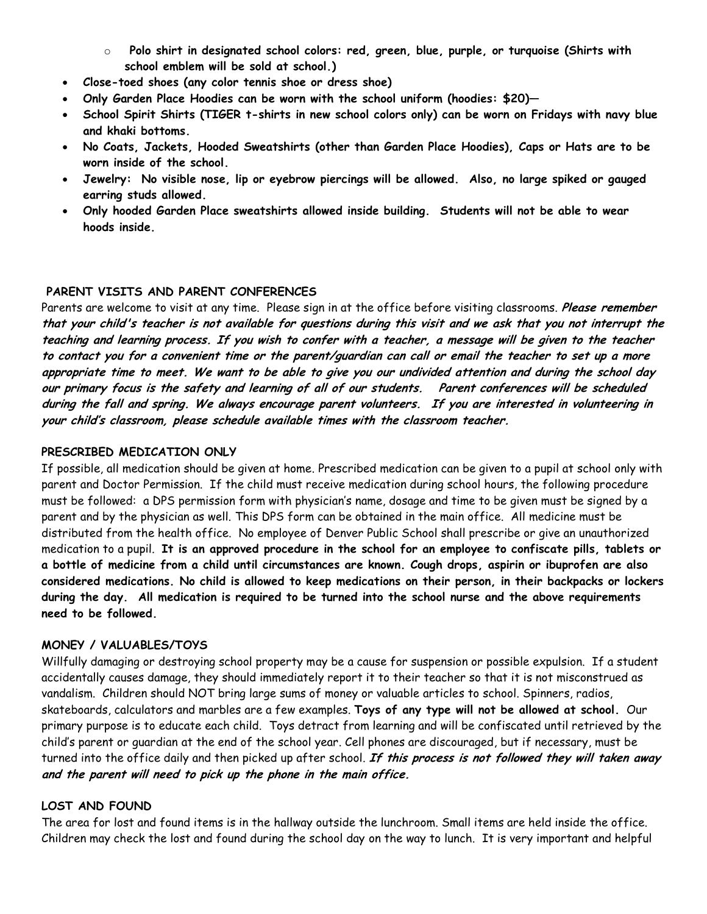- **Polo shirt in designated school colors: red, green, blue, purple, or turquoise (Shirts with school emblem will be sold at school.)**

- **Close-toed shoes (any color tennis shoe or dress shoe)**
- **Only Garden Place Hoodies can be worn with the school uniform (hoodies: $20)—**
- **School Spirit Shirts (TIGER t-shirts in new school colors only) can be worn on Fridays with navy blue and khaki bottoms.**
- **No Coats, Jackets, Hooded Sweatshirts (other than Garden Place Hoodies), Caps or Hats are to be worn inside of the school.**
- **Jewelry: No visible nose, lip or eyebrow piercings will be allowed. Also, no large spiked or gauged earring studs allowed.**
- **Only hooded Garden Place sweatshirts allowed inside building. Students will not be able to wear hoods inside.**

## PARENT VISITS AND PARENT CONFERENCES

Parents are welcome to visit at any time. Please sign in at the office before visiting classrooms. ***Please remember that your child's teacher is not available for questions during this visit and we ask that you not interrupt the teaching and learning process. If you wish to confer with a teacher, a message will be given to the teacher to contact you for a convenient time or the parent/guardian can call or email the teacher to set up a more appropriate time to meet. We want to be able to give you our undivided attention and during the school day our primary focus is the safety and learning of all of our students. Parent conferences will be scheduled during the fall and spring. We always encourage parent volunteers. If you are interested in volunteering in your child's classroom, please schedule available times with the classroom teacher.***

## PRESCRIBED MEDICATION ONLY

If possible, all medication should be given at home. Prescribed medication can be given to a pupil at school only with parent and Doctor Permission. If the child must receive medication during school hours, the following procedure must be followed: a DPS permission form with physician's name, dosage and time to be given must be signed by a parent and by the physician as well. This DPS form can be obtained in the main office. All medicine must be distributed from the health office. No employee of Denver Public School shall prescribe or give an unauthorized medication to a pupil. **It is an approved procedure in the school for an employee to confiscate pills, tablets or a bottle of medicine from a child until circumstances are known. Cough drops, aspirin or ibuprofen are also considered medications. No child is allowed to keep medications on their person, in their backpacks or lockers during the day. All medication is required to be turned into the school nurse and the above requirements need to be followed.**

## MONEY / VALUABLES/TOYS

Willfully damaging or destroying school property may be a cause for suspension or possible expulsion. If a student accidentally causes damage, they should immediately report it to their teacher so that it is not misconstrued as vandalism. Children should NOT bring large sums of money or valuable articles to school. Spinners, radios, skateboards, calculators and marbles are a few examples. **Toys of any type will not be allowed at school.** Our primary purpose is to educate each child. Toys detract from learning and will be confiscated until retrieved by the child's parent or guardian at the end of the school year. Cell phones are discouraged, but if necessary, must be turned into the office daily and then picked up after school. ***If this process is not followed they will taken away and the parent will need to pick up the phone in the main office.***

## LOST AND FOUND

The area for lost and found items is in the hallway outside the lunchroom. Small items are held inside the office. Children may check the lost and found during the school day on the way to lunch. It is very important and helpful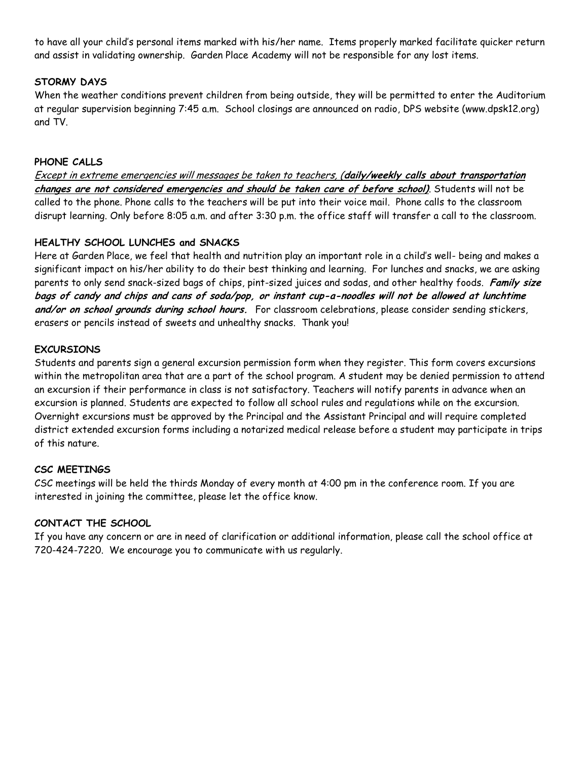to have all your child's personal items marked with his/her name. Items properly marked facilitate quicker return and assist in validating ownership. Garden Place Academy will not be responsible for any lost items.

**STORMY DAYS**

When the weather conditions prevent children from being outside, they will be permitted to enter the Auditorium at regular supervision beginning 7:45 a.m. School closings are announced on radio, DPS website (www.dpsk12.org) and TV.

**PHONE CALLS**

*Except in extreme emergencies will messages be taken to teachers, (**daily/weekly calls about transportation changes are not considered emergencies and should be taken care of before school)**.* Students will not be called to the phone. Phone calls to the teachers will be put into their voice mail. Phone calls to the classroom disrupt learning. Only before 8:05 a.m. and after 3:30 p.m. the office staff will transfer a call to the classroom.

**HEALTHY SCHOOL LUNCHES and SNACKS**

Here at Garden Place, we feel that health and nutrition play an important role in a child's well- being and makes a significant impact on his/her ability to do their best thinking and learning. For lunches and snacks, we are asking parents to only send snack-sized bags of chips, pint-sized juices and sodas, and other healthy foods. ***Family size bags of candy and chips and cans of soda/pop, or instant cup-a-noodles will not be allowed at lunchtime and/or on school grounds during school hours.*** For classroom celebrations, please consider sending stickers, erasers or pencils instead of sweets and unhealthy snacks. Thank you!

**EXCURSIONS**

Students and parents sign a general excursion permission form when they register. This form covers excursions within the metropolitan area that are a part of the school program. A student may be denied permission to attend an excursion if their performance in class is not satisfactory. Teachers will notify parents in advance when an excursion is planned. Students are expected to follow all school rules and regulations while on the excursion. Overnight excursions must be approved by the Principal and the Assistant Principal and will require completed district extended excursion forms including a notarized medical release before a student may participate in trips of this nature.

**CSC MEETINGS**

CSC meetings will be held the thirds Monday of every month at 4:00 pm in the conference room. If you are interested in joining the committee, please let the office know.

**CONTACT THE SCHOOL**

If you have any concern or are in need of clarification or additional information, please call the school office at 720-424-7220. We encourage you to communicate with us regularly.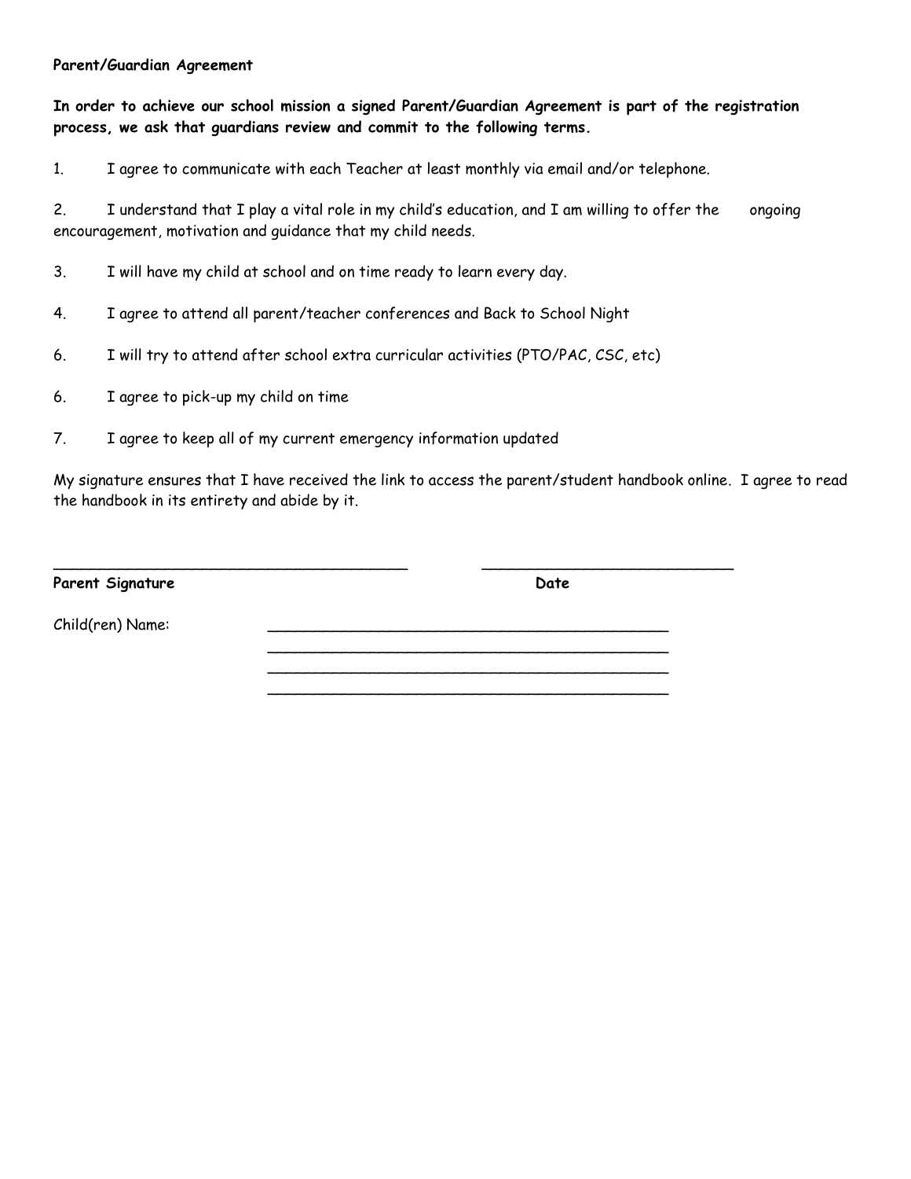**Parent/Guardian Agreement**

**In order to achieve our school mission a signed Parent/Guardian Agreement is part of the registration process, we ask that guardians review and commit to the following terms.**

1. I agree to communicate with each Teacher at least monthly via email and/or telephone.

2. I understand that I play a vital role in my child's education, and I am willing to offer the ongoing encouragement, motivation and guidance that my child needs.

3. I will have my child at school and on time ready to learn every day.

4. I agree to attend all parent/teacher conferences and Back to School Night

6. I will try to attend after school extra curricular activities (PTO/PAC, CSC, etc)

6. I agree to pick-up my child on time

7. I agree to keep all of my current emergency information updated

My signature ensures that I have received the link to access the parent/student handbook online. I agree to read the handbook in its entirety and abide by it.

\_\_\_\_\_\_\_\_\_\_\_\_\_\_\_\_\_\_\_\_\_\_\_\_\_\_\_\_\_\_\_\_\_\_\_\_\_\_\_ \_\_\_\_\_\_\_\_\_\_\_\_\_\_\_\_\_\_\_\_\_\_\_\_\_\_\_\_

**Parent Signature** **Date**

Child(ren) Name: \_\_\_\_\_\_\_\_\_\_\_\_\_\_\_\_\_\_\_\_\_\_\_\_\_\_\_\_\_\_\_\_\_\_\_\_\_\_\_\_\_\_\_\_

\_\_\_\_\_\_\_\_\_\_\_\_\_\_\_\_\_\_\_\_\_\_\_\_\_\_\_\_\_\_\_\_\_\_\_\_\_\_\_\_\_\_\_\_

\_\_\_\_\_\_\_\_\_\_\_\_\_\_\_\_\_\_\_\_\_\_\_\_\_\_\_\_\_\_\_\_\_\_\_\_\_\_\_\_\_\_\_\_

\_\_\_\_\_\_\_\_\_\_\_\_\_\_\_\_\_\_\_\_\_\_\_\_\_\_\_\_\_\_\_\_\_\_\_\_\_\_\_\_\_\_\_\_